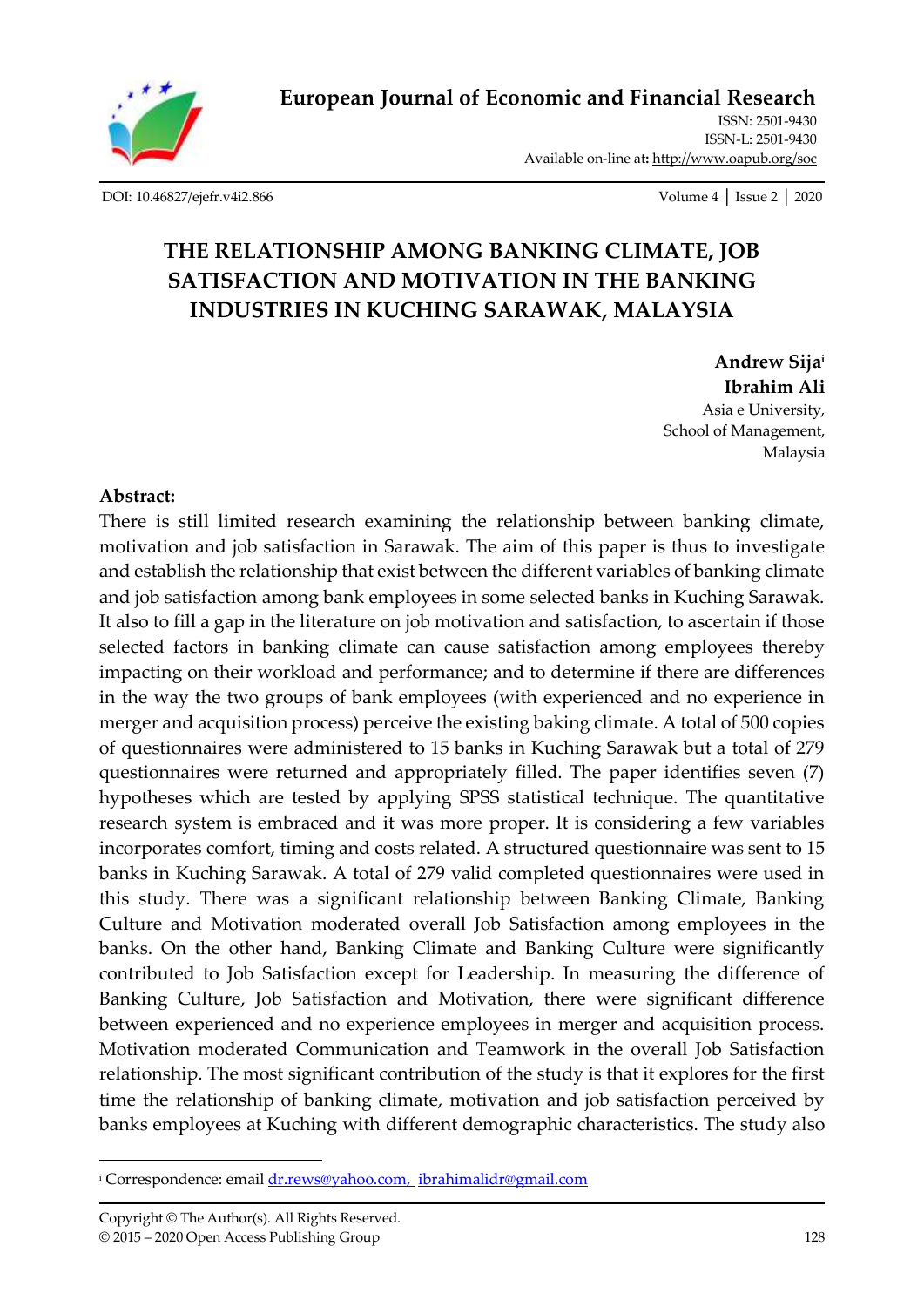European Journal of Economic and Financial Research

ISSN: 2501-9430
ISSN-L: 2501-9430
Available on-line at: http://www.oapub.org/soc

DOI: 10.46827/ejefr.v4i2.866

# THE RELATIONSHIP AMONG BANKING CLIMATE, JOB SATISFACTION AND MOTIVATION IN THE BANKING INDUSTRIES IN KUCHING SARAWAK, MALAYSIA

**Andrew Sija**[i]
**Ibrahim Ali**
Asia e University,
School of Management,
Malaysia

**Abstract:**

There is still limited research examining the relationship between banking climate, motivation and job satisfaction in Sarawak. The aim of this paper is thus to investigate and establish the relationship that exist between the different variables of banking climate and job satisfaction among bank employees in some selected banks in Kuching Sarawak. It also to fill a gap in the literature on job motivation and satisfaction, to ascertain if those selected factors in banking climate can cause satisfaction among employees thereby impacting on their workload and performance; and to determine if there are differences in the way the two groups of bank employees (with experienced and no experience in merger and acquisition process) perceive the existing baking climate. A total of 500 copies of questionnaires were administered to 15 banks in Kuching Sarawak but a total of 279 questionnaires were returned and appropriately filled. The paper identifies seven (7) hypotheses which are tested by applying SPSS statistical technique. The quantitative research system is embraced and it was more proper. It is considering a few variables incorporates comfort, timing and costs related. A structured questionnaire was sent to 15 banks in Kuching Sarawak. A total of 279 valid completed questionnaires were used in this study. There was a significant relationship between Banking Climate, Banking Culture and Motivation moderated overall Job Satisfaction among employees in the banks. On the other hand, Banking Climate and Banking Culture were significantly contributed to Job Satisfaction except for Leadership. In measuring the difference of Banking Culture, Job Satisfaction and Motivation, there were significant difference between experienced and no experience employees in merger and acquisition process. Motivation moderated Communication and Teamwork in the overall Job Satisfaction relationship. The most significant contribution of the study is that it explores for the first time the relationship of banking climate, motivation and job satisfaction perceived by banks employees at Kuching with different demographic characteristics. The study also

---

[i] Correspondence: email dr.rews@yahoo.com, ibrahimalidr@gmail.com

Copyright © The Author(s). All Rights Reserved.
© 2015 – 2020 Open Access Publishing Group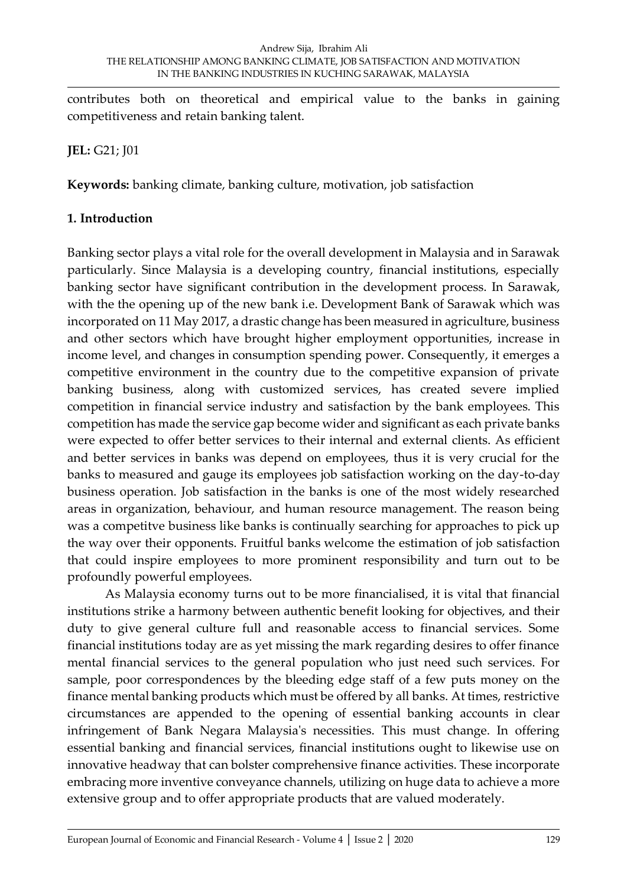contributes both on theoretical and empirical value to the banks in gaining competitiveness and retain banking talent.

**JEL:** G21; J01

**Keywords:** banking climate, banking culture, motivation, job satisfaction

## 1. Introduction

Banking sector plays a vital role for the overall development in Malaysia and in Sarawak particularly. Since Malaysia is a developing country, financial institutions, especially banking sector have significant contribution in the development process. In Sarawak, with the the opening up of the new bank i.e. Development Bank of Sarawak which was incorporated on 11 May 2017, a drastic change has been measured in agriculture, business and other sectors which have brought higher employment opportunities, increase in income level, and changes in consumption spending power. Consequently, it emerges a competitive environment in the country due to the competitive expansion of private banking business, along with customized services, has created severe implied competition in financial service industry and satisfaction by the bank employees. This competition has made the service gap become wider and significant as each private banks were expected to offer better services to their internal and external clients. As efficient and better services in banks was depend on employees, thus it is very crucial for the banks to measured and gauge its employees job satisfaction working on the day-to-day business operation. Job satisfaction in the banks is one of the most widely researched areas in organization, behaviour, and human resource management. The reason being was a competitve business like banks is continually searching for approaches to pick up the way over their opponents. Fruitful banks welcome the estimation of job satisfaction that could inspire employees to more prominent responsibility and turn out to be profoundly powerful employees.

As Malaysia economy turns out to be more financialised, it is vital that financial institutions strike a harmony between authentic benefit looking for objectives, and their duty to give general culture full and reasonable access to financial services. Some financial institutions today are as yet missing the mark regarding desires to offer finance mental financial services to the general population who just need such services. For sample, poor correspondences by the bleeding edge staff of a few puts money on the finance mental banking products which must be offered by all banks. At times, restrictive circumstances are appended to the opening of essential banking accounts in clear infringement of Bank Negara Malaysia's necessities. This must change. In offering essential banking and financial services, financial institutions ought to likewise use on innovative headway that can bolster comprehensive finance activities. These incorporate embracing more inventive conveyance channels, utilizing on huge data to achieve a more extensive group and to offer appropriate products that are valued moderately.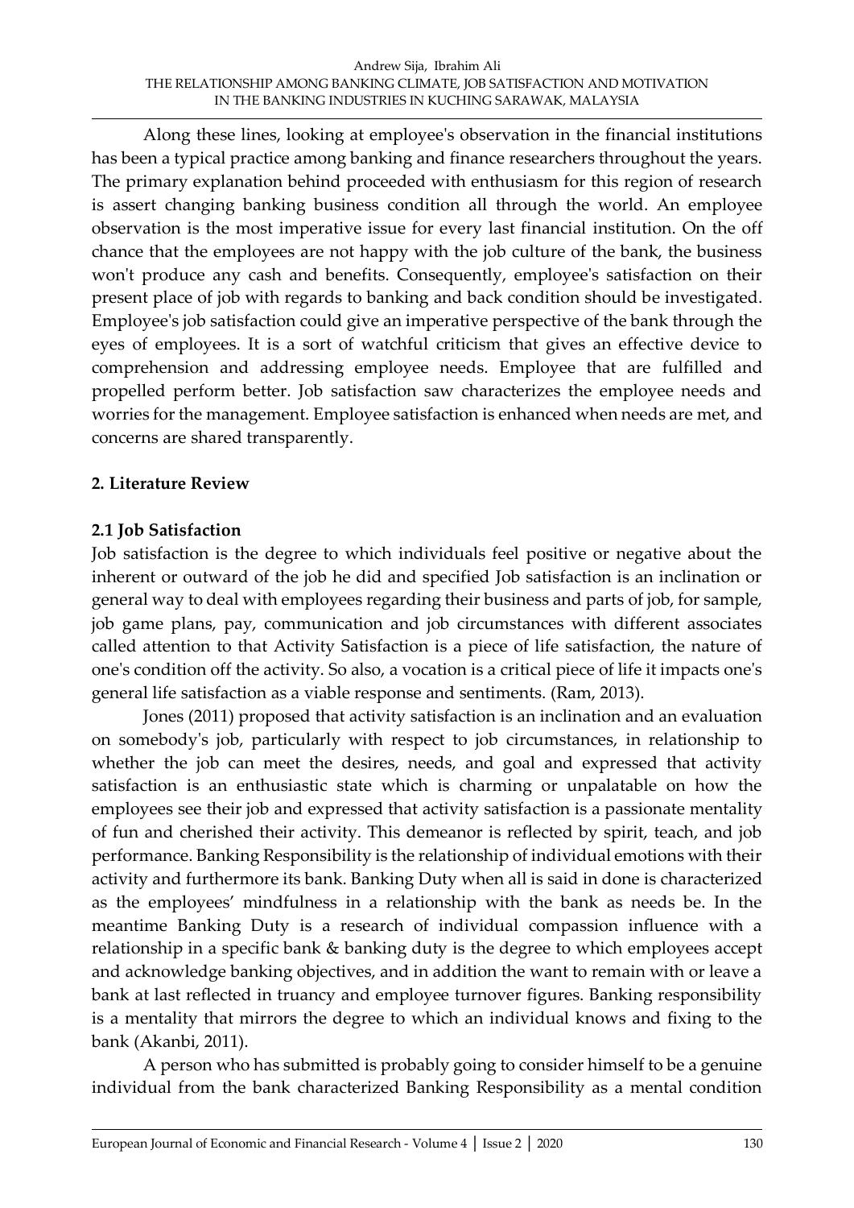Along these lines, looking at employee's observation in the financial institutions has been a typical practice among banking and finance researchers throughout the years. The primary explanation behind proceeded with enthusiasm for this region of research is assert changing banking business condition all through the world. An employee observation is the most imperative issue for every last financial institution. On the off chance that the employees are not happy with the job culture of the bank, the business won't produce any cash and benefits. Consequently, employee's satisfaction on their present place of job with regards to banking and back condition should be investigated. Employee's job satisfaction could give an imperative perspective of the bank through the eyes of employees. It is a sort of watchful criticism that gives an effective device to comprehension and addressing employee needs. Employee that are fulfilled and propelled perform better. Job satisfaction saw characterizes the employee needs and worries for the management. Employee satisfaction is enhanced when needs are met, and concerns are shared transparently.

## 2. Literature Review

### 2.1 Job Satisfaction

Job satisfaction is the degree to which individuals feel positive or negative about the inherent or outward of the job he did and specified Job satisfaction is an inclination or general way to deal with employees regarding their business and parts of job, for sample, job game plans, pay, communication and job circumstances with different associates called attention to that Activity Satisfaction is a piece of life satisfaction, the nature of one's condition off the activity. So also, a vocation is a critical piece of life it impacts one's general life satisfaction as a viable response and sentiments. (Ram, 2013).

Jones (2011) proposed that activity satisfaction is an inclination and an evaluation on somebody's job, particularly with respect to job circumstances, in relationship to whether the job can meet the desires, needs, and goal and expressed that activity satisfaction is an enthusiastic state which is charming or unpalatable on how the employees see their job and expressed that activity satisfaction is a passionate mentality of fun and cherished their activity. This demeanor is reflected by spirit, teach, and job performance. Banking Responsibility is the relationship of individual emotions with their activity and furthermore its bank. Banking Duty when all is said in done is characterized as the employees' mindfulness in a relationship with the bank as needs be. In the meantime Banking Duty is a research of individual compassion influence with a relationship in a specific bank & banking duty is the degree to which employees accept and acknowledge banking objectives, and in addition the want to remain with or leave a bank at last reflected in truancy and employee turnover figures. Banking responsibility is a mentality that mirrors the degree to which an individual knows and fixing to the bank (Akanbi, 2011).

A person who has submitted is probably going to consider himself to be a genuine individual from the bank characterized Banking Responsibility as a mental condition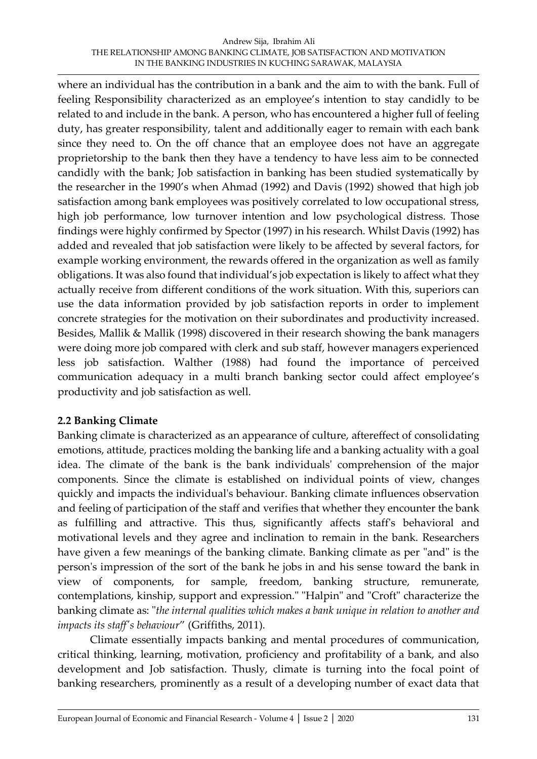where an individual has the contribution in a bank and the aim to with the bank. Full of feeling Responsibility characterized as an employee's intention to stay candidly to be related to and include in the bank. A person, who has encountered a higher full of feeling duty, has greater responsibility, talent and additionally eager to remain with each bank since they need to. On the off chance that an employee does not have an aggregate proprietorship to the bank then they have a tendency to have less aim to be connected candidly with the bank; Job satisfaction in banking has been studied systematically by the researcher in the 1990's when Ahmad (1992) and Davis (1992) showed that high job satisfaction among bank employees was positively correlated to low occupational stress, high job performance, low turnover intention and low psychological distress. Those findings were highly confirmed by Spector (1997) in his research. Whilst Davis (1992) has added and revealed that job satisfaction were likely to be affected by several factors, for example working environment, the rewards offered in the organization as well as family obligations. It was also found that individual's job expectation is likely to affect what they actually receive from different conditions of the work situation. With this, superiors can use the data information provided by job satisfaction reports in order to implement concrete strategies for the motivation on their subordinates and productivity increased. Besides, Mallik & Mallik (1998) discovered in their research showing the bank managers were doing more job compared with clerk and sub staff, however managers experienced less job satisfaction. Walther (1988) had found the importance of perceived communication adequacy in a multi branch banking sector could affect employee's productivity and job satisfaction as well.

## 2.2 Banking Climate

Banking climate is characterized as an appearance of culture, aftereffect of consolidating emotions, attitude, practices molding the banking life and a banking actuality with a goal idea. The climate of the bank is the bank individuals' comprehension of the major components. Since the climate is established on individual points of view, changes quickly and impacts the individual's behaviour. Banking climate influences observation and feeling of participation of the staff and verifies that whether they encounter the bank as fulfilling and attractive. This thus, significantly affects staff's behavioral and motivational levels and they agree and inclination to remain in the bank. Researchers have given a few meanings of the banking climate. Banking climate as per "and" is the person's impression of the sort of the bank he jobs in and his sense toward the bank in view of components, for sample, freedom, banking structure, remunerate, contemplations, kinship, support and expression." "Halpin" and "Croft" characterize the banking climate as: "*the internal qualities which makes a bank unique in relation to another and impacts its staff's behaviour*" (Griffiths, 2011).

Climate essentially impacts banking and mental procedures of communication, critical thinking, learning, motivation, proficiency and profitability of a bank, and also development and Job satisfaction. Thusly, climate is turning into the focal point of banking researchers, prominently as a result of a developing number of exact data that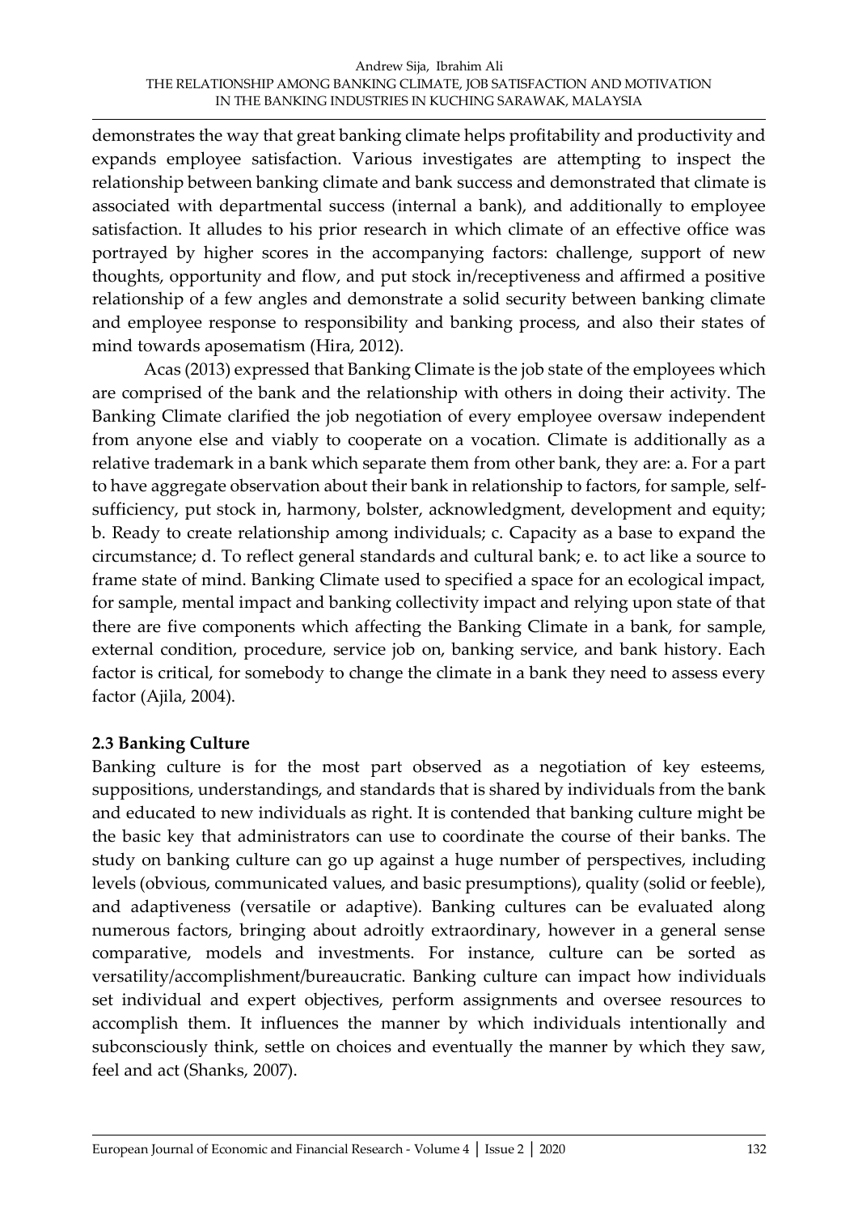demonstrates the way that great banking climate helps profitability and productivity and expands employee satisfaction. Various investigates are attempting to inspect the relationship between banking climate and bank success and demonstrated that climate is associated with departmental success (internal a bank), and additionally to employee satisfaction. It alludes to his prior research in which climate of an effective office was portrayed by higher scores in the accompanying factors: challenge, support of new thoughts, opportunity and flow, and put stock in/receptiveness and affirmed a positive relationship of a few angles and demonstrate a solid security between banking climate and employee response to responsibility and banking process, and also their states of mind towards aposematism (Hira, 2012).

Acas (2013) expressed that Banking Climate is the job state of the employees which are comprised of the bank and the relationship with others in doing their activity. The Banking Climate clarified the job negotiation of every employee oversaw independent from anyone else and viably to cooperate on a vocation. Climate is additionally as a relative trademark in a bank which separate them from other bank, they are: a. For a part to have aggregate observation about their bank in relationship to factors, for sample, self-sufficiency, put stock in, harmony, bolster, acknowledgment, development and equity; b. Ready to create relationship among individuals; c. Capacity as a base to expand the circumstance; d. To reflect general standards and cultural bank; e. to act like a source to frame state of mind. Banking Climate used to specified a space for an ecological impact, for sample, mental impact and banking collectivity impact and relying upon state of that there are five components which affecting the Banking Climate in a bank, for sample, external condition, procedure, service job on, banking service, and bank history. Each factor is critical, for somebody to change the climate in a bank they need to assess every factor (Ajila, 2004).

### 2.3 Banking Culture

Banking culture is for the most part observed as a negotiation of key esteems, suppositions, understandings, and standards that is shared by individuals from the bank and educated to new individuals as right. It is contended that banking culture might be the basic key that administrators can use to coordinate the course of their banks. The study on banking culture can go up against a huge number of perspectives, including levels (obvious, communicated values, and basic presumptions), quality (solid or feeble), and adaptiveness (versatile or adaptive). Banking cultures can be evaluated along numerous factors, bringing about adroitly extraordinary, however in a general sense comparative, models and investments. For instance, culture can be sorted as versatility/accomplishment/bureaucratic. Banking culture can impact how individuals set individual and expert objectives, perform assignments and oversee resources to accomplish them. It influences the manner by which individuals intentionally and subconsciously think, settle on choices and eventually the manner by which they saw, feel and act (Shanks, 2007).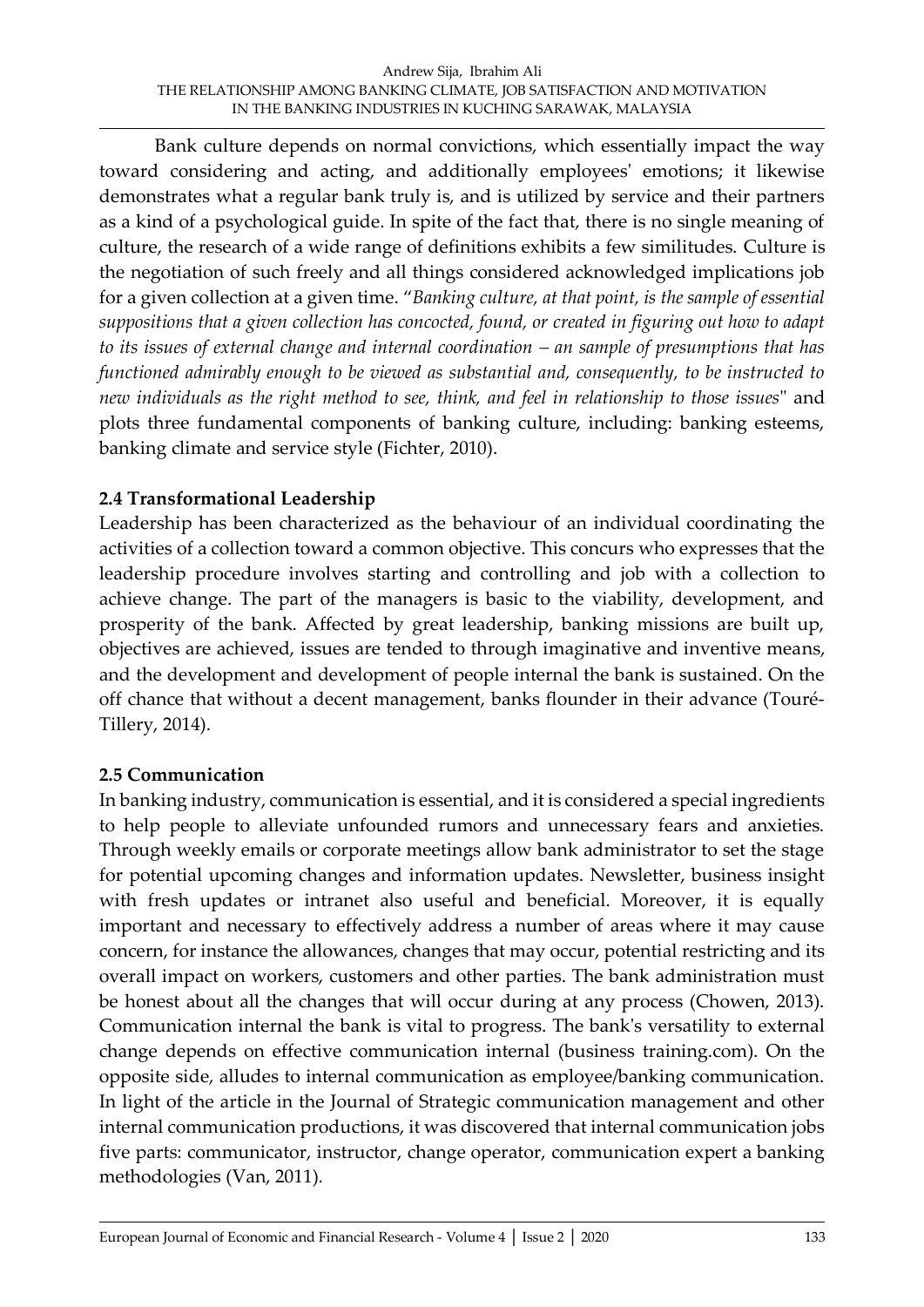Bank culture depends on normal convictions, which essentially impact the way toward considering and acting, and additionally employees' emotions; it likewise demonstrates what a regular bank truly is, and is utilized by service and their partners as a kind of a psychological guide. In spite of the fact that, there is no single meaning of culture, the research of a wide range of definitions exhibits a few similitudes. Culture is the negotiation of such freely and all things considered acknowledged implications job for a given collection at a given time. "*Banking culture, at that point, is the sample of essential suppositions that a given collection has concocted, found, or created in figuring out how to adapt to its issues of external change and internal coordination – an sample of presumptions that has functioned admirably enough to be viewed as substantial and, consequently, to be instructed to new individuals as the right method to see, think, and feel in relationship to those issues*" and plots three fundamental components of banking culture, including: banking esteems, banking climate and service style (Fichter, 2010).

## 2.4 Transformational Leadership

Leadership has been characterized as the behaviour of an individual coordinating the activities of a collection toward a common objective. This concurs who expresses that the leadership procedure involves starting and controlling and job with a collection to achieve change. The part of the managers is basic to the viability, development, and prosperity of the bank. Affected by great leadership, banking missions are built up, objectives are achieved, issues are tended to through imaginative and inventive means, and the development and development of people internal the bank is sustained. On the off chance that without a decent management, banks flounder in their advance (Touré-Tillery, 2014).

## 2.5 Communication

In banking industry, communication is essential, and it is considered a special ingredients to help people to alleviate unfounded rumors and unnecessary fears and anxieties. Through weekly emails or corporate meetings allow bank administrator to set the stage for potential upcoming changes and information updates. Newsletter, business insight with fresh updates or intranet also useful and beneficial. Moreover, it is equally important and necessary to effectively address a number of areas where it may cause concern, for instance the allowances, changes that may occur, potential restricting and its overall impact on workers, customers and other parties. The bank administration must be honest about all the changes that will occur during at any process (Chowen, 2013). Communication internal the bank is vital to progress. The bank's versatility to external change depends on effective communication internal (business training.com). On the opposite side, alludes to internal communication as employee/banking communication. In light of the article in the Journal of Strategic communication management and other internal communication productions, it was discovered that internal communication jobs five parts: communicator, instructor, change operator, communication expert a banking methodologies (Van, 2011).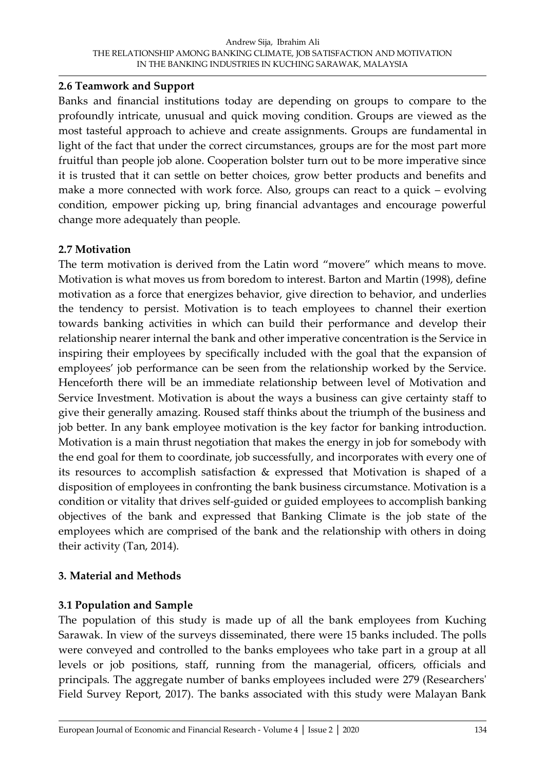### 2.6 Teamwork and Support

Banks and financial institutions today are depending on groups to compare to the profoundly intricate, unusual and quick moving condition. Groups are viewed as the most tasteful approach to achieve and create assignments. Groups are fundamental in light of the fact that under the correct circumstances, groups are for the most part more fruitful than people job alone. Cooperation bolster turn out to be more imperative since it is trusted that it can settle on better choices, grow better products and benefits and make a more connected with work force. Also, groups can react to a quick – evolving condition, empower picking up, bring financial advantages and encourage powerful change more adequately than people.

### 2.7 Motivation

The term motivation is derived from the Latin word "movere" which means to move. Motivation is what moves us from boredom to interest. Barton and Martin (1998), define motivation as a force that energizes behavior, give direction to behavior, and underlies the tendency to persist. Motivation is to teach employees to channel their exertion towards banking activities in which can build their performance and develop their relationship nearer internal the bank and other imperative concentration is the Service in inspiring their employees by specifically included with the goal that the expansion of employees' job performance can be seen from the relationship worked by the Service. Henceforth there will be an immediate relationship between level of Motivation and Service Investment. Motivation is about the ways a business can give certainty staff to give their generally amazing. Roused staff thinks about the triumph of the business and job better. In any bank employee motivation is the key factor for banking introduction. Motivation is a main thrust negotiation that makes the energy in job for somebody with the end goal for them to coordinate, job successfully, and incorporates with every one of its resources to accomplish satisfaction & expressed that Motivation is shaped of a disposition of employees in confronting the bank business circumstance. Motivation is a condition or vitality that drives self-guided or guided employees to accomplish banking objectives of the bank and expressed that Banking Climate is the job state of the employees which are comprised of the bank and the relationship with others in doing their activity (Tan, 2014).

## 3. Material and Methods

### 3.1 Population and Sample

The population of this study is made up of all the bank employees from Kuching Sarawak. In view of the surveys disseminated, there were 15 banks included. The polls were conveyed and controlled to the banks employees who take part in a group at all levels or job positions, staff, running from the managerial, officers, officials and principals. The aggregate number of banks employees included were 279 (Researchers' Field Survey Report, 2017). The banks associated with this study were Malayan Bank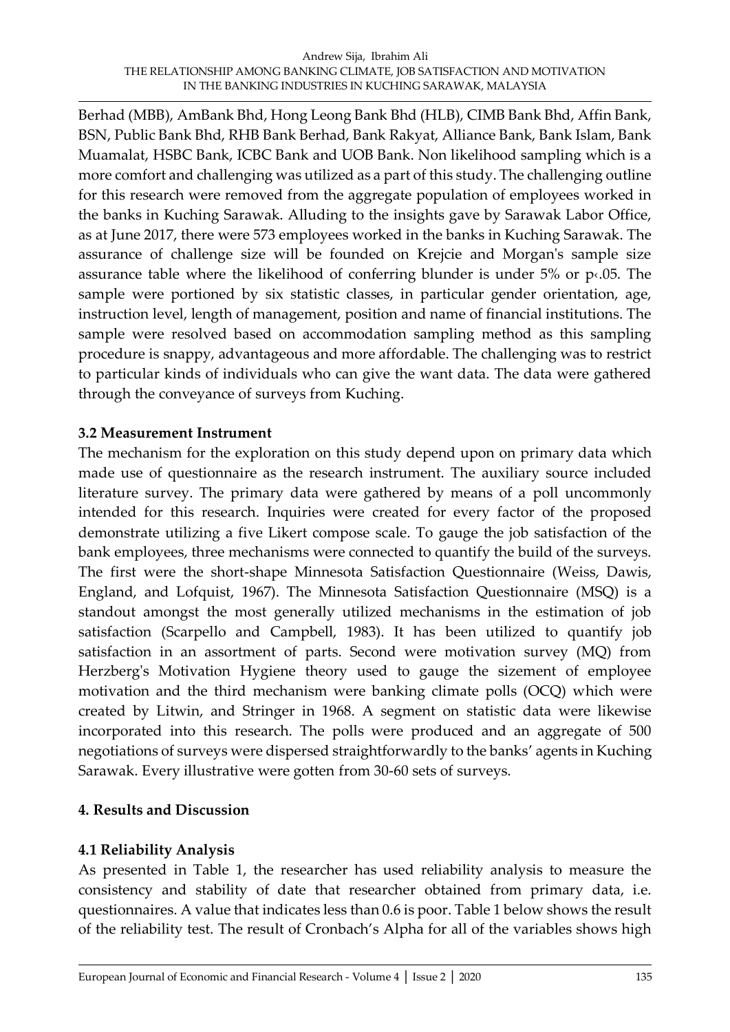Berhad (MBB), AmBank Bhd, Hong Leong Bank Bhd (HLB), CIMB Bank Bhd, Affin Bank, BSN, Public Bank Bhd, RHB Bank Berhad, Bank Rakyat, Alliance Bank, Bank Islam, Bank Muamalat, HSBC Bank, ICBC Bank and UOB Bank. Non likelihood sampling which is a more comfort and challenging was utilized as a part of this study. The challenging outline for this research were removed from the aggregate population of employees worked in the banks in Kuching Sarawak. Alluding to the insights gave by Sarawak Labor Office, as at June 2017, there were 573 employees worked in the banks in Kuching Sarawak. The assurance of challenge size will be founded on Krejcie and Morgan's sample size assurance table where the likelihood of conferring blunder is under 5% or $p<.05$. The sample were portioned by six statistic classes, in particular gender orientation, age, instruction level, length of management, position and name of financial institutions. The sample were resolved based on accommodation sampling method as this sampling procedure is snappy, advantageous and more affordable. The challenging was to restrict to particular kinds of individuals who can give the want data. The data were gathered through the conveyance of surveys from Kuching.

### 3.2 Measurement Instrument

The mechanism for the exploration on this study depend upon on primary data which made use of questionnaire as the research instrument. The auxiliary source included literature survey. The primary data were gathered by means of a poll uncommonly intended for this research. Inquiries were created for every factor of the proposed demonstrate utilizing a five Likert compose scale. To gauge the job satisfaction of the bank employees, three mechanisms were connected to quantify the build of the surveys. The first were the short-shape Minnesota Satisfaction Questionnaire (Weiss, Dawis, England, and Lofquist, 1967). The Minnesota Satisfaction Questionnaire (MSQ) is a standout amongst the most generally utilized mechanisms in the estimation of job satisfaction (Scarpello and Campbell, 1983). It has been utilized to quantify job satisfaction in an assortment of parts. Second were motivation survey (MQ) from Herzberg's Motivation Hygiene theory used to gauge the sizement of employee motivation and the third mechanism were banking climate polls (OCQ) which were created by Litwin, and Stringer in 1968. A segment on statistic data were likewise incorporated into this research. The polls were produced and an aggregate of 500 negotiations of surveys were dispersed straightforwardly to the banks' agents in Kuching Sarawak. Every illustrative were gotten from 30-60 sets of surveys.

## 4. Results and Discussion

### 4.1 Reliability Analysis

As presented in Table 1, the researcher has used reliability analysis to measure the consistency and stability of date that researcher obtained from primary data, i.e. questionnaires. A value that indicates less than 0.6 is poor. Table 1 below shows the result of the reliability test. The result of Cronbach's Alpha for all of the variables shows high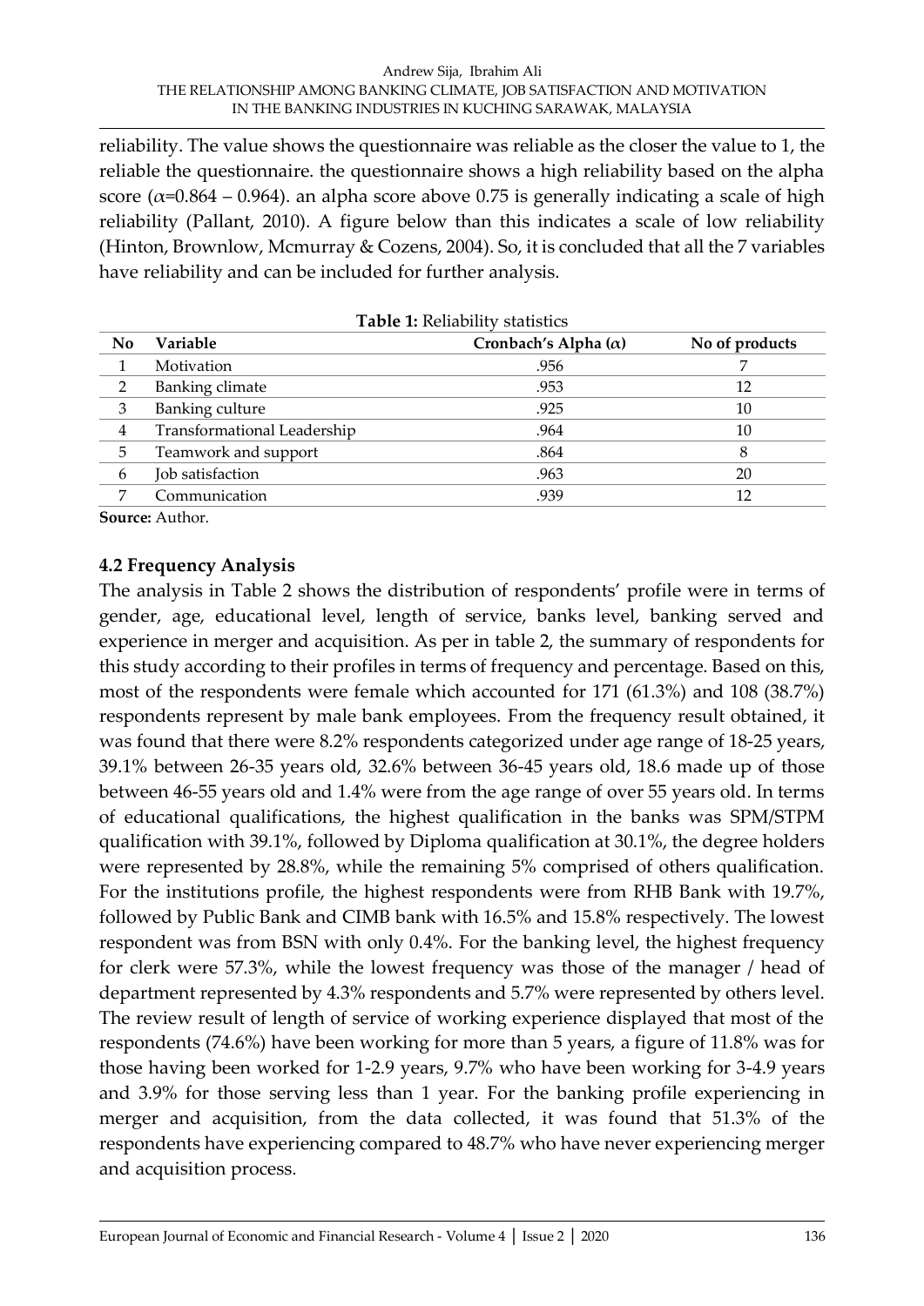reliability. The value shows the questionnaire was reliable as the closer the value to 1, the reliable the questionnaire. the questionnaire shows a high reliability based on the alpha score ($\alpha$=0.864 – 0.964). an alpha score above 0.75 is generally indicating a scale of high reliability (Pallant, 2010). A figure below than this indicates a scale of low reliability (Hinton, Brownlow, Mcmurray & Cozens, 2004). So, it is concluded that all the 7 variables have reliability and can be included for further analysis.

**Table 1:** Reliability statistics

| No | Variable | Cronbach's Alpha ($\alpha$) | No of products |
|---|---|---|---|
| 1 | Motivation | .956 | 7 |
| 2 | Banking climate | .953 | 12 |
| 3 | Banking culture | .925 | 10 |
| 4 | Transformational Leadership | .964 | 10 |
| 5 | Teamwork and support | .864 | 8 |
| 6 | Job satisfaction | .963 | 20 |
| 7 | Communication | .939 | 12 |

**Source:** Author.

### 4.2 Frequency Analysis

The analysis in Table 2 shows the distribution of respondents' profile were in terms of gender, age, educational level, length of service, banks level, banking served and experience in merger and acquisition. As per in table 2, the summary of respondents for this study according to their profiles in terms of frequency and percentage. Based on this, most of the respondents were female which accounted for 171 (61.3%) and 108 (38.7%) respondents represent by male bank employees. From the frequency result obtained, it was found that there were 8.2% respondents categorized under age range of 18-25 years, 39.1% between 26-35 years old, 32.6% between 36-45 years old, 18.6 made up of those between 46-55 years old and 1.4% were from the age range of over 55 years old. In terms of educational qualifications, the highest qualification in the banks was SPM/STPM qualification with 39.1%, followed by Diploma qualification at 30.1%, the degree holders were represented by 28.8%, while the remaining 5% comprised of others qualification. For the institutions profile, the highest respondents were from RHB Bank with 19.7%, followed by Public Bank and CIMB bank with 16.5% and 15.8% respectively. The lowest respondent was from BSN with only 0.4%. For the banking level, the highest frequency for clerk were 57.3%, while the lowest frequency was those of the manager / head of department represented by 4.3% respondents and 5.7% were represented by others level. The review result of length of service of working experience displayed that most of the respondents (74.6%) have been working for more than 5 years, a figure of 11.8% was for those having been worked for 1-2.9 years, 9.7% who have been working for 3-4.9 years and 3.9% for those serving less than 1 year. For the banking profile experiencing in merger and acquisition, from the data collected, it was found that 51.3% of the respondents have experiencing compared to 48.7% who have never experiencing merger and acquisition process.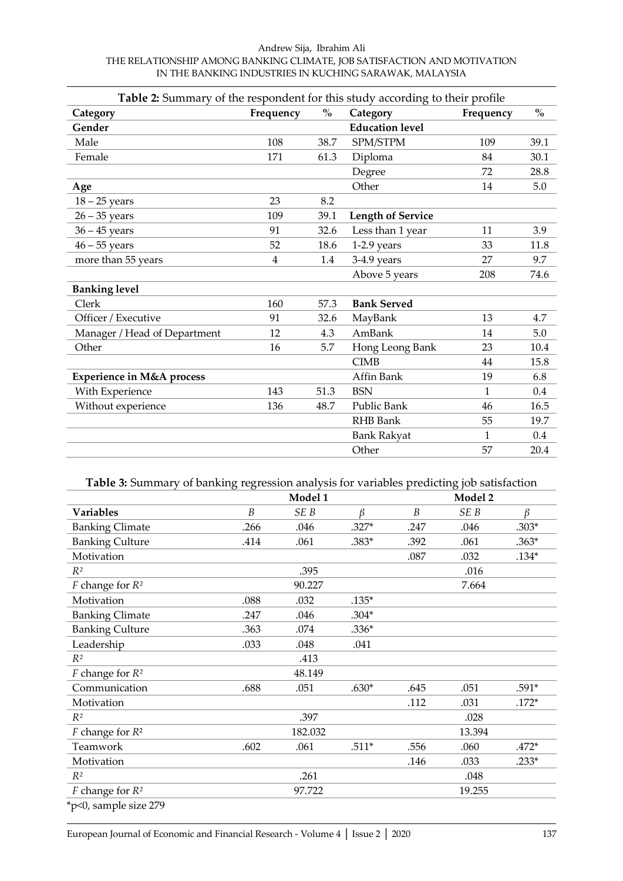**Table 2:** Summary of the respondent for this study according to their profile

| Category | Frequency | % | Category | Frequency | % |
|---|---|---|---|---|---|
| **Gender** | | | **Education level** | | |
| Male | 108 | 38.7 | SPM/STPM | 109 | 39.1 |
| Female | 171 | 61.3 | Diploma | 84 | 30.1 |
| | | | Degree | 72 | 28.8 |
| **Age** | | | Other | 14 | 5.0 |
| 18 – 25 years | 23 | 8.2 | | | |
| 26 – 35 years | 109 | 39.1 | **Length of Service** | | |
| 36 – 45 years | 91 | 32.6 | Less than 1 year | 11 | 3.9 |
| 46 – 55 years | 52 | 18.6 | 1-2.9 years | 33 | 11.8 |
| more than 55 years | 4 | 1.4 | 3-4.9 years | 27 | 9.7 |
| | | | Above 5 years | 208 | 74.6 |
| **Banking level** | | | | | |
| Clerk | 160 | 57.3 | **Bank Served** | | |
| Officer / Executive | 91 | 32.6 | MayBank | 13 | 4.7 |
| Manager / Head of Department | 12 | 4.3 | AmBank | 14 | 5.0 |
| Other | 16 | 5.7 | Hong Leong Bank | 23 | 10.4 |
| | | | CIMB | 44 | 15.8 |
| **Experience in M&A process** | | | Affin Bank | 19 | 6.8 |
| With Experience | 143 | 51.3 | BSN | 1 | 0.4 |
| Without experience | 136 | 48.7 | Public Bank | 46 | 16.5 |
| | | | RHB Bank | 55 | 19.7 |
| | | | Bank Rakyat | 1 | 0.4 |
| | | | Other | 57 | 20.4 |

**Table 3:** Summary of banking regression analysis for variables predicting job satisfaction

| | Model 1 | | | Model 2 | | |
|---|---|---|---|---|---|---|
| **Variables** | *B* | *SE B* | *β* | *B* | *SE B* | *β* |
| Banking Climate | .266 | .046 | .327* | .247 | .046 | .303* |
| Banking Culture | .414 | .061 | .383* | .392 | .061 | .363* |
| Motivation | | | | .087 | .032 | .134* |
| $R^2$ | | .395 | | | .016 | |
| *F* change for $R^2$ | | 90.227 | | | 7.664 | |
| Motivation | .088 | .032 | .135* | | | |
| Banking Climate | .247 | .046 | .304* | | | |
| Banking Culture | .363 | .074 | .336* | | | |
| Leadership | .033 | .048 | .041 | | | |
| $R^2$ | | .413 | | | | |
| *F* change for $R^2$ | | 48.149 | | | | |
| Communication | .688 | .051 | .630* | .645 | .051 | .591* |
| Motivation | | | | .112 | .031 | .172* |
| $R^2$ | | .397 | | | .028 | |
| *F* change for $R^2$ | | 182.032 | | | 13.394 | |
| Teamwork | .602 | .061 | .511* | .556 | .060 | .472* |
| Motivation | | | | .146 | .033 | .233* |
| $R^2$ | | .261 | | | .048 | |
| *F* change for $R^2$ | | 97.722 | | | 19.255 | |

*p<0, sample size 279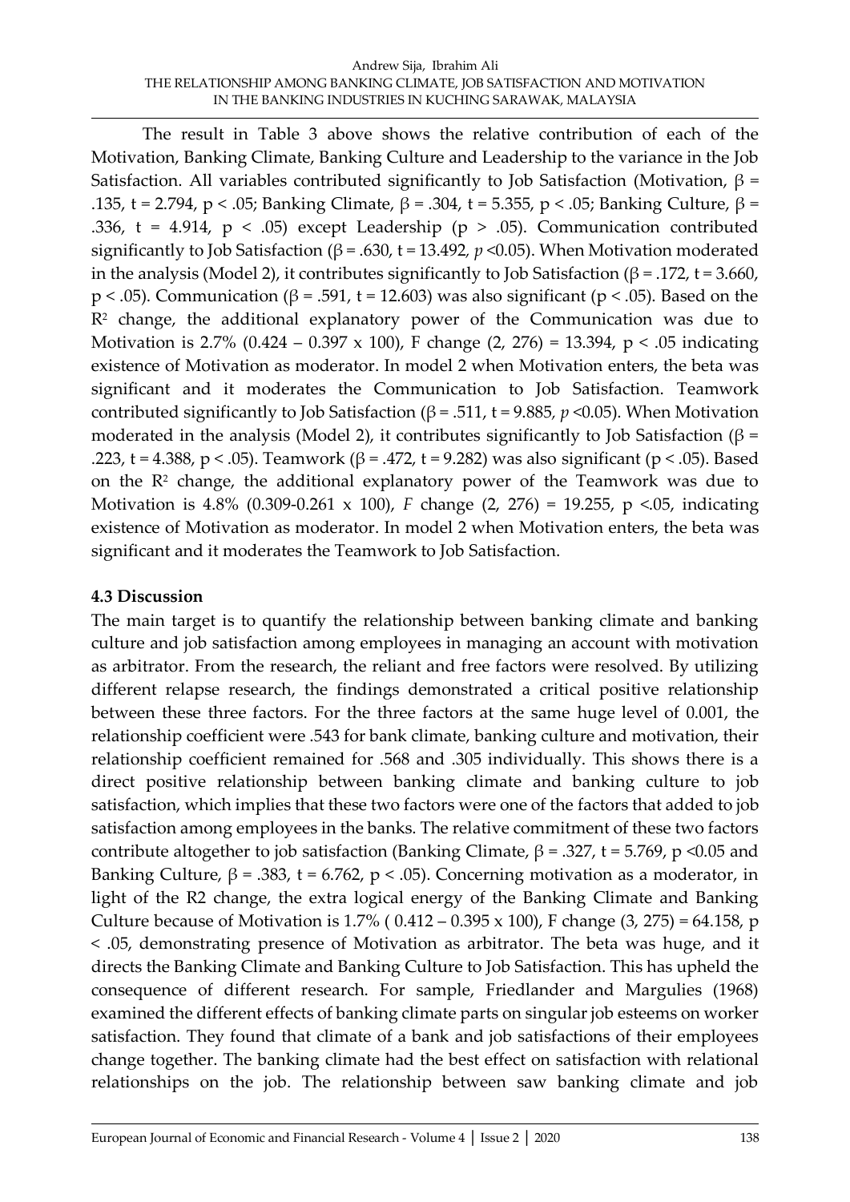The result in Table 3 above shows the relative contribution of each of the Motivation, Banking Climate, Banking Culture and Leadership to the variance in the Job Satisfaction. All variables contributed significantly to Job Satisfaction (Motivation, $\beta = .135$, $t = 2.794$, $p < .05$; Banking Climate, $\beta = .304$, $t = 5.355$, $p < .05$; Banking Culture, $\beta = .336$, $t = 4.914$, $p < .05$) except Leadership ($p > .05$). Communication contributed significantly to Job Satisfaction ($\beta = .630$, $t = 13.492$, $p < 0.05$). When Motivation moderated in the analysis (Model 2), it contributes significantly to Job Satisfaction ($\beta = .172$, $t = 3.660$, $p < .05$). Communication ($\beta = .591$, $t = 12.603$) was also significant ($p < .05$). Based on the $R^2$ change, the additional explanatory power of the Communication was due to Motivation is 2.7% ($0.424 - 0.397 \times 100$), F change (2, 276) = 13.394, $p < .05$ indicating existence of Motivation as moderator. In model 2 when Motivation enters, the beta was significant and it moderates the Communication to Job Satisfaction. Teamwork contributed significantly to Job Satisfaction ($\beta = .511$, $t = 9.885$, $p < 0.05$). When Motivation moderated in the analysis (Model 2), it contributes significantly to Job Satisfaction ($\beta = .223$, $t = 4.388$, $p < .05$). Teamwork ($\beta = .472$, $t = 9.282$) was also significant ($p < .05$). Based on the $R^2$ change, the additional explanatory power of the Teamwork was due to Motivation is 4.8% ($0.309 - 0.261 \times 100$), *F* change (2, 276) = 19.255, $p < .05$, indicating existence of Motivation as moderator. In model 2 when Motivation enters, the beta was significant and it moderates the Teamwork to Job Satisfaction.

### 4.3 Discussion

The main target is to quantify the relationship between banking climate and banking culture and job satisfaction among employees in managing an account with motivation as arbitrator. From the research, the reliant and free factors were resolved. By utilizing different relapse research, the findings demonstrated a critical positive relationship between these three factors. For the three factors at the same huge level of 0.001, the relationship coefficient were .543 for bank climate, banking culture and motivation, their relationship coefficient remained for .568 and .305 individually. This shows there is a direct positive relationship between banking climate and banking culture to job satisfaction, which implies that these two factors were one of the factors that added to job satisfaction among employees in the banks. The relative commitment of these two factors contribute altogether to job satisfaction (Banking Climate, $\beta = .327$, $t = 5.769$, $p < 0.05$ and Banking Culture, $\beta = .383$, $t = 6.762$, $p < .05$). Concerning motivation as a moderator, in light of the R2 change, the extra logical energy of the Banking Climate and Banking Culture because of Motivation is 1.7% ( $0.412 - 0.395 \times 100$), F change (3, 275) = 64.158, $p < .05$, demonstrating presence of Motivation as arbitrator. The beta was huge, and it directs the Banking Climate and Banking Culture to Job Satisfaction. This has upheld the consequence of different research. For sample, Friedlander and Margulies (1968) examined the different effects of banking climate parts on singular job esteems on worker satisfaction. They found that climate of a bank and job satisfactions of their employees change together. The banking climate had the best effect on satisfaction with relational relationships on the job. The relationship between saw banking climate and job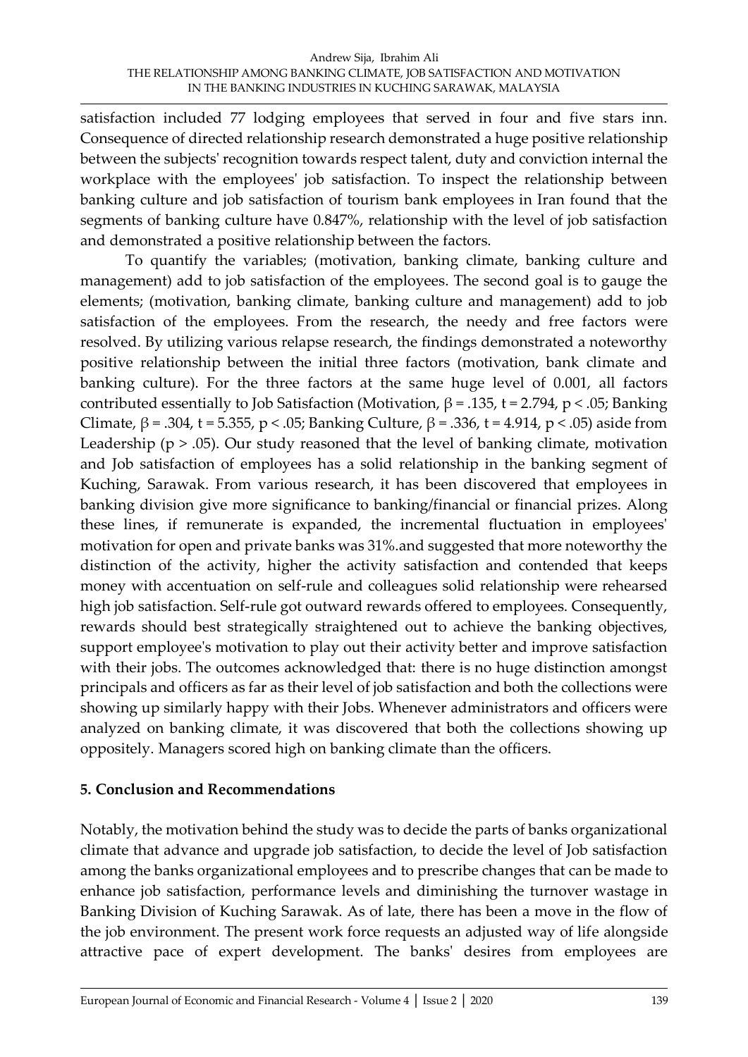satisfaction included 77 lodging employees that served in four and five stars inn. Consequence of directed relationship research demonstrated a huge positive relationship between the subjects' recognition towards respect talent, duty and conviction internal the workplace with the employees' job satisfaction. To inspect the relationship between banking culture and job satisfaction of tourism bank employees in Iran found that the segments of banking culture have 0.847%, relationship with the level of job satisfaction and demonstrated a positive relationship between the factors.

To quantify the variables; (motivation, banking climate, banking culture and management) add to job satisfaction of the employees. The second goal is to gauge the elements; (motivation, banking climate, banking culture and management) add to job satisfaction of the employees. From the research, the needy and free factors were resolved. By utilizing various relapse research, the findings demonstrated a noteworthy positive relationship between the initial three factors (motivation, bank climate and banking culture). For the three factors at the same huge level of 0.001, all factors contributed essentially to Job Satisfaction (Motivation, $\beta = .135$, $t = 2.794$, $p < .05$; Banking Climate, $\beta = .304$, $t = 5.355$, $p < .05$; Banking Culture, $\beta = .336$, $t = 4.914$, $p < .05$) aside from Leadership ($p > .05$). Our study reasoned that the level of banking climate, motivation and Job satisfaction of employees has a solid relationship in the banking segment of Kuching, Sarawak. From various research, it has been discovered that employees in banking division give more significance to banking/financial or financial prizes. Along these lines, if remunerate is expanded, the incremental fluctuation in employees' motivation for open and private banks was 31%.and suggested that more noteworthy the distinction of the activity, higher the activity satisfaction and contended that keeps money with accentuation on self-rule and colleagues solid relationship were rehearsed high job satisfaction. Self-rule got outward rewards offered to employees. Consequently, rewards should best strategically straightened out to achieve the banking objectives, support employee's motivation to play out their activity better and improve satisfaction with their jobs. The outcomes acknowledged that: there is no huge distinction amongst principals and officers as far as their level of job satisfaction and both the collections were showing up similarly happy with their Jobs. Whenever administrators and officers were analyzed on banking climate, it was discovered that both the collections showing up oppositely. Managers scored high on banking climate than the officers.

## 5. Conclusion and Recommendations

Notably, the motivation behind the study was to decide the parts of banks organizational climate that advance and upgrade job satisfaction, to decide the level of Job satisfaction among the banks organizational employees and to prescribe changes that can be made to enhance job satisfaction, performance levels and diminishing the turnover wastage in Banking Division of Kuching Sarawak. As of late, there has been a move in the flow of the job environment. The present work force requests an adjusted way of life alongside attractive pace of expert development. The banks' desires from employees are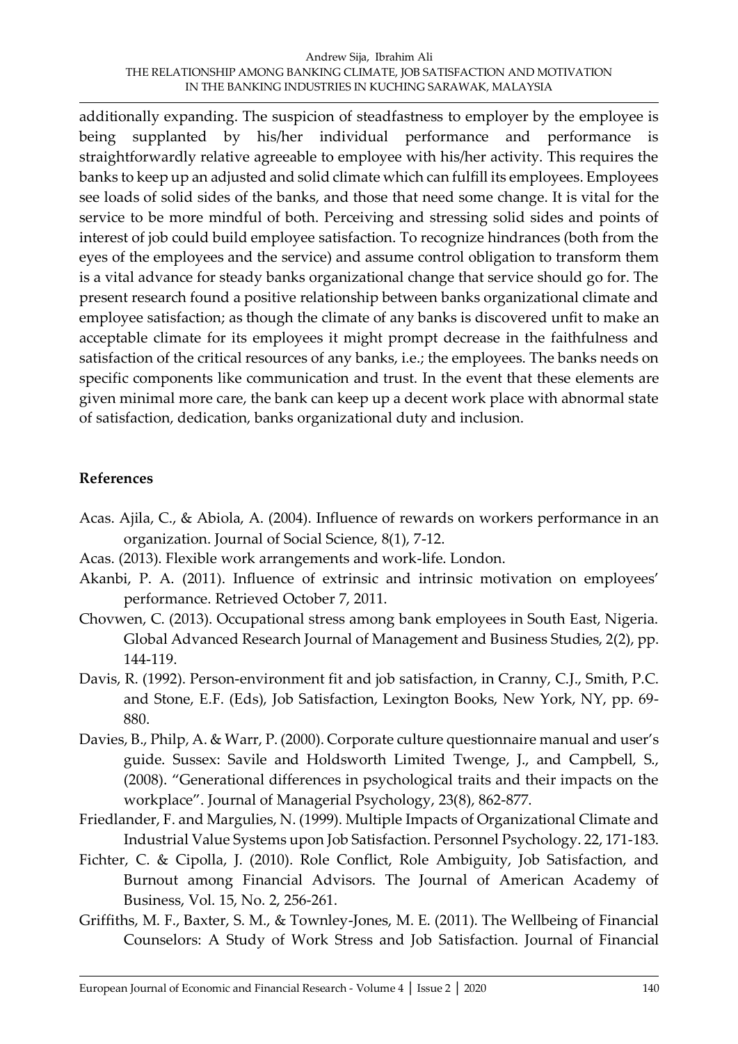additionally expanding. The suspicion of steadfastness to employer by the employee is being supplanted by his/her individual performance and performance is straightforwardly relative agreeable to employee with his/her activity. This requires the banks to keep up an adjusted and solid climate which can fulfill its employees. Employees see loads of solid sides of the banks, and those that need some change. It is vital for the service to be more mindful of both. Perceiving and stressing solid sides and points of interest of job could build employee satisfaction. To recognize hindrances (both from the eyes of the employees and the service) and assume control obligation to transform them is a vital advance for steady banks organizational change that service should go for. The present research found a positive relationship between banks organizational climate and employee satisfaction; as though the climate of any banks is discovered unfit to make an acceptable climate for its employees it might prompt decrease in the faithfulness and satisfaction of the critical resources of any banks, i.e.; the employees. The banks needs on specific components like communication and trust. In the event that these elements are given minimal more care, the bank can keep up a decent work place with abnormal state of satisfaction, dedication, banks organizational duty and inclusion.

## References

Acas. Ajila, C., & Abiola, A. (2004). Influence of rewards on workers performance in an organization. Journal of Social Science, 8(1), 7-12.

Acas. (2013). Flexible work arrangements and work-life. London.

Akanbi, P. A. (2011). Influence of extrinsic and intrinsic motivation on employees' performance. Retrieved October 7, 2011.

Chovwen, C. (2013). Occupational stress among bank employees in South East, Nigeria. Global Advanced Research Journal of Management and Business Studies, 2(2), pp. 144-119.

Davis, R. (1992). Person-environment fit and job satisfaction, in Cranny, C.J., Smith, P.C. and Stone, E.F. (Eds), Job Satisfaction, Lexington Books, New York, NY, pp. 69-880.

Davies, B., Philp, A. & Warr, P. (2000). Corporate culture questionnaire manual and user's guide. Sussex: Savile and Holdsworth Limited Twenge, J., and Campbell, S., (2008). "Generational differences in psychological traits and their impacts on the workplace". Journal of Managerial Psychology, 23(8), 862-877.

Friedlander, F. and Margulies, N. (1999). Multiple Impacts of Organizational Climate and Industrial Value Systems upon Job Satisfaction. Personnel Psychology. 22, 171-183.

Fichter, C. & Cipolla, J. (2010). Role Conflict, Role Ambiguity, Job Satisfaction, and Burnout among Financial Advisors. The Journal of American Academy of Business, Vol. 15, No. 2, 256-261.

Griffiths, M. F., Baxter, S. M., & Townley-Jones, M. E. (2011). The Wellbeing of Financial Counselors: A Study of Work Stress and Job Satisfaction. Journal of Financial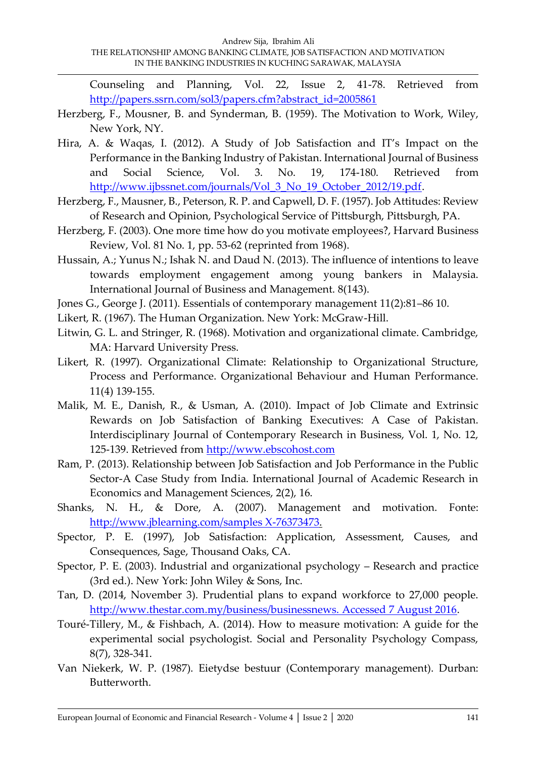Counseling and Planning, Vol. 22, Issue 2, 41-78. Retrieved from http://papers.ssrn.com/sol3/papers.cfm?abstract_id=2005861

Herzberg, F., Mousner, B. and Synderman, B. (1959). The Motivation to Work, Wiley, New York, NY.

Hira, A. & Waqas, I. (2012). A Study of Job Satisfaction and IT's Impact on the Performance in the Banking Industry of Pakistan. International Journal of Business and Social Science, Vol. 3. No. 19, 174-180. Retrieved from http://www.ijbssnet.com/journals/Vol_3_No_19_October_2012/19.pdf.

Herzberg, F., Mausner, B., Peterson, R. P. and Capwell, D. F. (1957). Job Attitudes: Review of Research and Opinion, Psychological Service of Pittsburgh, Pittsburgh, PA.

Herzberg, F. (2003). One more time how do you motivate employees?, Harvard Business Review, Vol. 81 No. 1, pp. 53-62 (reprinted from 1968).

Hussain, A.; Yunus N.; Ishak N. and Daud N. (2013). The influence of intentions to leave towards employment engagement among young bankers in Malaysia. International Journal of Business and Management. 8(143).

Jones G., George J. (2011). Essentials of contemporary management 11(2):81–86 10.

Likert, R. (1967). The Human Organization. New York: McGraw-Hill.

Litwin, G. L. and Stringer, R. (1968). Motivation and organizational climate. Cambridge, MA: Harvard University Press.

Likert, R. (1997). Organizational Climate: Relationship to Organizational Structure, Process and Performance. Organizational Behaviour and Human Performance. 11(4) 139-155.

Malik, M. E., Danish, R., & Usman, A. (2010). Impact of Job Climate and Extrinsic Rewards on Job Satisfaction of Banking Executives: A Case of Pakistan. Interdisciplinary Journal of Contemporary Research in Business, Vol. 1, No. 12, 125-139. Retrieved from http://www.ebscohost.com

Ram, P. (2013). Relationship between Job Satisfaction and Job Performance in the Public Sector-A Case Study from India. International Journal of Academic Research in Economics and Management Sciences, 2(2), 16.

Shanks, N. H., & Dore, A. (2007). Management and motivation. Fonte: http://www.jblearning.com/samples X-76373473.

Spector, P. E. (1997), Job Satisfaction: Application, Assessment, Causes, and Consequences, Sage, Thousand Oaks, CA.

Spector, P. E. (2003). Industrial and organizational psychology – Research and practice (3rd ed.). New York: John Wiley & Sons, Inc.

Tan, D. (2014, November 3). Prudential plans to expand workforce to 27,000 people. http://www.thestar.com.my/business/businessnews. Accessed 7 August 2016.

Touré-Tillery, M., & Fishbach, A. (2014). How to measure motivation: A guide for the experimental social psychologist. Social and Personality Psychology Compass, 8(7), 328-341.

Van Niekerk, W. P. (1987). Eietydse bestuur (Contemporary management). Durban: Butterworth.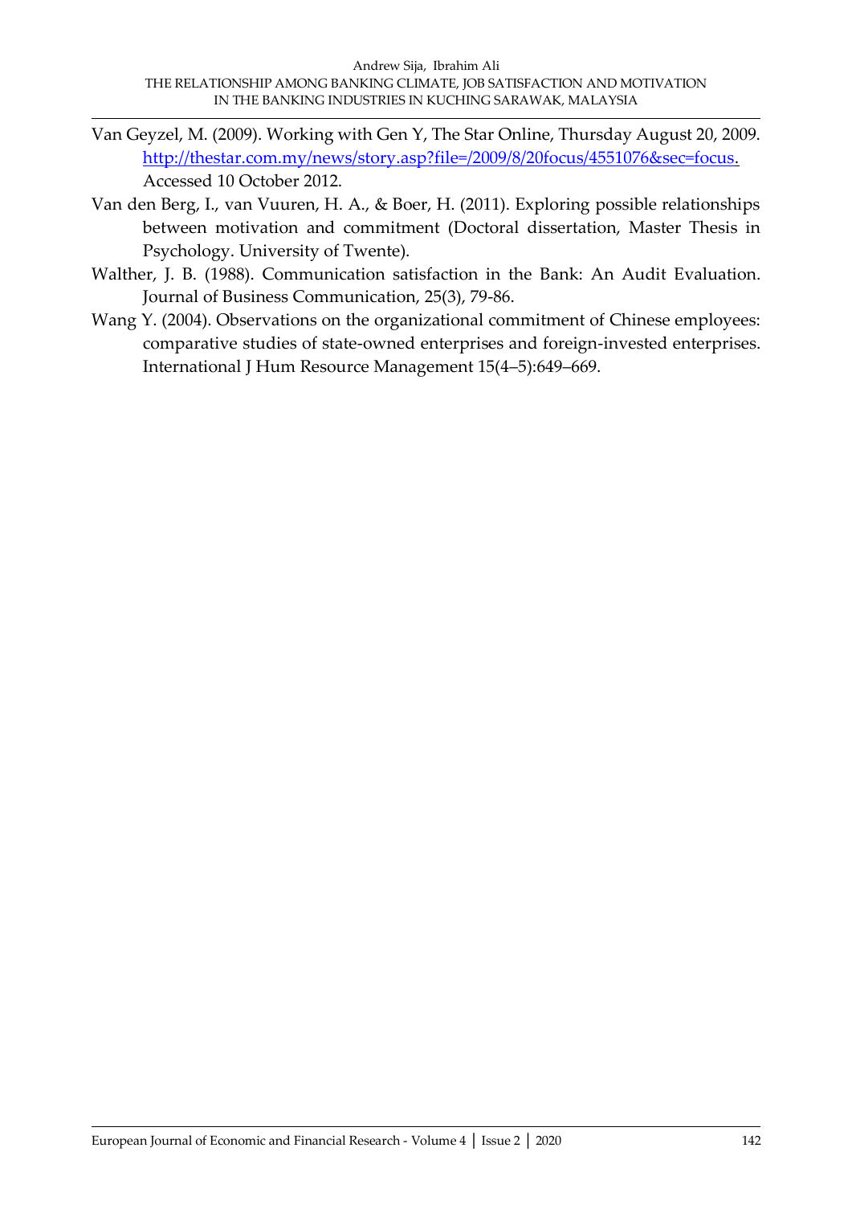Van Geyzel, M. (2009). Working with Gen Y, The Star Online, Thursday August 20, 2009. http://thestar.com.my/news/story.asp?file=/2009/8/20focus/4551076&sec=focus. Accessed 10 October 2012.

Van den Berg, I., van Vuuren, H. A., & Boer, H. (2011). Exploring possible relationships between motivation and commitment (Doctoral dissertation, Master Thesis in Psychology. University of Twente).

Walther, J. B. (1988). Communication satisfaction in the Bank: An Audit Evaluation. Journal of Business Communication, 25(3), 79-86.

Wang Y. (2004). Observations on the organizational commitment of Chinese employees: comparative studies of state-owned enterprises and foreign-invested enterprises. International J Hum Resource Management 15(4–5):649–669.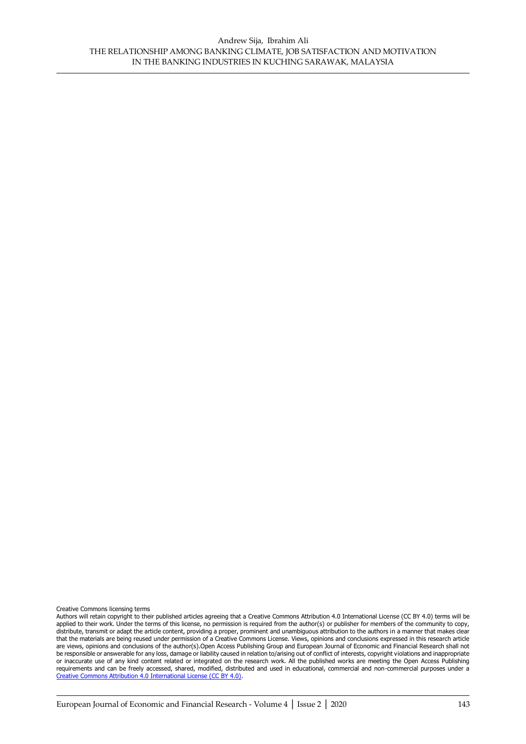Creative Commons licensing terms

Authors will retain copyright to their published articles agreeing that a Creative Commons Attribution 4.0 International License (CC BY 4.0) terms will be applied to their work. Under the terms of this license, no permission is required from the author(s) or publisher for members of the community to copy, distribute, transmit or adapt the article content, providing a proper, prominent and unambiguous attribution to the authors in a manner that makes clear that the materials are being reused under permission of a Creative Commons License. Views, opinions and conclusions expressed in this research article are views, opinions and conclusions of the author(s).Open Access Publishing Group and European Journal of Economic and Financial Research shall not be responsible or answerable for any loss, damage or liability caused in relation to/arising out of conflict of interests, copyright violations and inappropriate or inaccurate use of any kind content related or integrated on the research work. All the published works are meeting the Open Access Publishing requirements and can be freely accessed, shared, modified, distributed and used in educational, commercial and non-commercial purposes under a [Creative Commons Attribution 4.0 International License (CC BY 4.0)](https://creativecommons.org/licenses/by/4.0/).